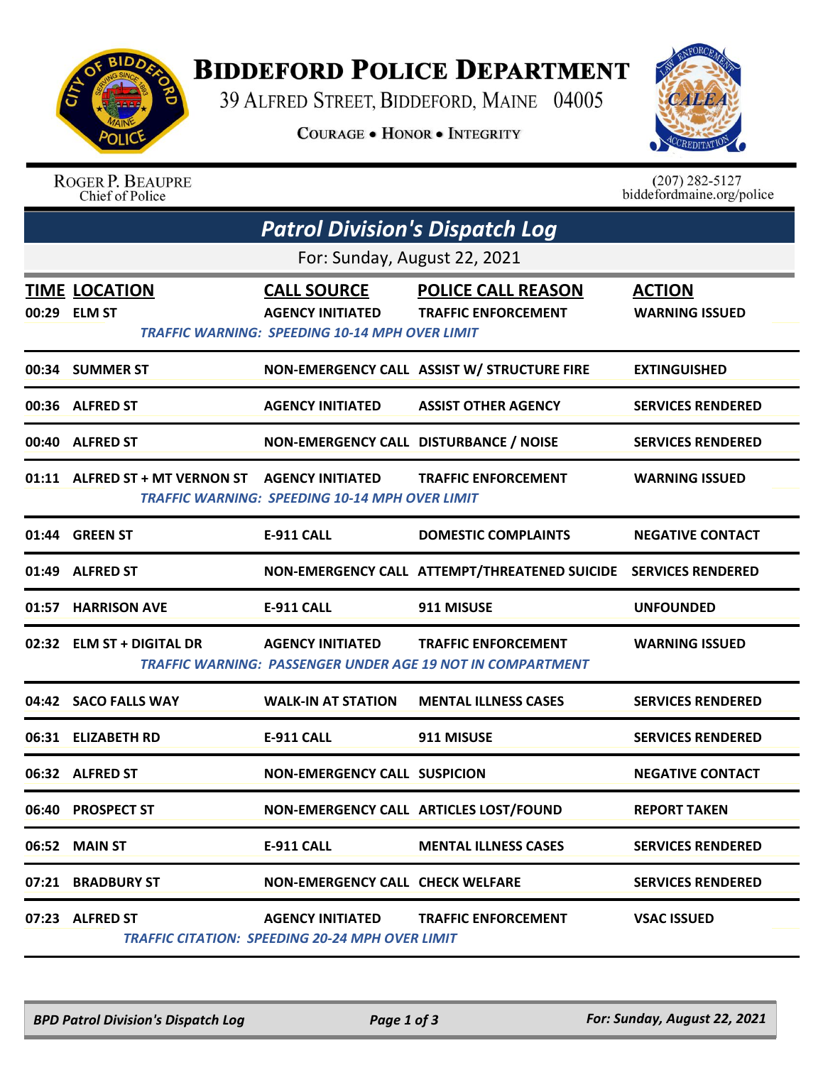# Biddeford Police Department

39 Alfred Street, Biddeford, Maine 04005

Courage • Honor • Integrity

Roger P. Beaupre
Chief of Police

(207) 282-5127
biddefordmaine.org/police

## Patrol Division's Dispatch Log

For: Sunday, August 22, 2021

| TIME | LOCATION | CALL SOURCE | POLICE CALL REASON | ACTION |
|---|---|---|---|---|
| 00:29 | ELM ST | AGENCY INITIATED | TRAFFIC ENFORCEMENT | WARNING ISSUED |
| | *TRAFFIC WARNING: SPEEDING 10-14 MPH OVER LIMIT* | | | |
| 00:34 | SUMMER ST | NON-EMERGENCY CALL | ASSIST W/ STRUCTURE FIRE | EXTINGUISHED |
| 00:36 | ALFRED ST | AGENCY INITIATED | ASSIST OTHER AGENCY | SERVICES RENDERED |
| 00:40 | ALFRED ST | NON-EMERGENCY CALL | DISTURBANCE / NOISE | SERVICES RENDERED |
| 01:11 | ALFRED ST + MT VERNON ST | AGENCY INITIATED | TRAFFIC ENFORCEMENT | WARNING ISSUED |
| | *TRAFFIC WARNING: SPEEDING 10-14 MPH OVER LIMIT* | | | |
| 01:44 | GREEN ST | E-911 CALL | DOMESTIC COMPLAINTS | NEGATIVE CONTACT |
| 01:49 | ALFRED ST | NON-EMERGENCY CALL | ATTEMPT/THREATENED SUICIDE | SERVICES RENDERED |
| 01:57 | HARRISON AVE | E-911 CALL | 911 MISUSE | UNFOUNDED |
| 02:32 | ELM ST + DIGITAL DR | AGENCY INITIATED | TRAFFIC ENFORCEMENT | WARNING ISSUED |
| | *TRAFFIC WARNING: PASSENGER UNDER AGE 19 NOT IN COMPARTMENT* | | | |
| 04:42 | SACO FALLS WAY | WALK-IN AT STATION | MENTAL ILLNESS CASES | SERVICES RENDERED |
| 06:31 | ELIZABETH RD | E-911 CALL | 911 MISUSE | SERVICES RENDERED |
| 06:32 | ALFRED ST | NON-EMERGENCY CALL | SUSPICION | NEGATIVE CONTACT |
| 06:40 | PROSPECT ST | NON-EMERGENCY CALL | ARTICLES LOST/FOUND | REPORT TAKEN |
| 06:52 | MAIN ST | E-911 CALL | MENTAL ILLNESS CASES | SERVICES RENDERED |
| 07:21 | BRADBURY ST | NON-EMERGENCY CALL | CHECK WELFARE | SERVICES RENDERED |
| 07:23 | ALFRED ST | AGENCY INITIATED | TRAFFIC ENFORCEMENT | VSAC ISSUED |
| | *TRAFFIC CITATION: SPEEDING 20-24 MPH OVER LIMIT* | | | |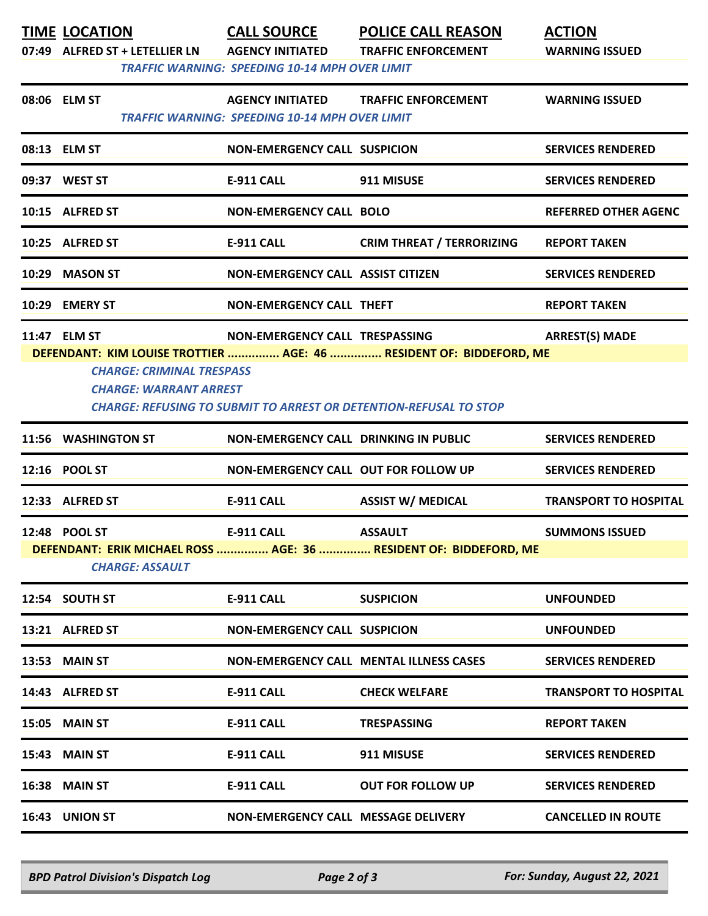| TIME | LOCATION | CALL SOURCE | POLICE CALL REASON | ACTION |
|---|---|---|---|---|
| 07:49 | ALFRED ST + LETELLIER LN | AGENCY INITIATED | TRAFFIC ENFORCEMENT | WARNING ISSUED |
| | TRAFFIC WARNING: SPEEDING 10-14 MPH OVER LIMIT | | | |
| 08:06 | ELM ST | AGENCY INITIATED | TRAFFIC ENFORCEMENT | WARNING ISSUED |
| | TRAFFIC WARNING: SPEEDING 10-14 MPH OVER LIMIT | | | |
| 08:13 | ELM ST | NON-EMERGENCY CALL | SUSPICION | SERVICES RENDERED |
| 09:37 | WEST ST | E-911 CALL | 911 MISUSE | SERVICES RENDERED |
| 10:15 | ALFRED ST | NON-EMERGENCY CALL | BOLO | REFERRED OTHER AGENC |
| 10:25 | ALFRED ST | E-911 CALL | CRIM THREAT / TERRORIZING | REPORT TAKEN |
| 10:29 | MASON ST | NON-EMERGENCY CALL | ASSIST CITIZEN | SERVICES RENDERED |
| 10:29 | EMERY ST | NON-EMERGENCY CALL | THEFT | REPORT TAKEN |
| 11:47 | ELM ST | NON-EMERGENCY CALL | TRESPASSING | ARREST(S) MADE |
| | DEFENDANT: KIM LOUISE TROTTIER ............... AGE: 46 ............... RESIDENT OF: BIDDEFORD, ME | | | |
| | CHARGE: CRIMINAL TRESPASS | | | |
| | CHARGE: WARRANT ARREST | | | |
| | CHARGE: REFUSING TO SUBMIT TO ARREST OR DETENTION-REFUSAL TO STOP | | | |
| 11:56 | WASHINGTON ST | NON-EMERGENCY CALL | DRINKING IN PUBLIC | SERVICES RENDERED |
| 12:16 | POOL ST | NON-EMERGENCY CALL | OUT FOR FOLLOW UP | SERVICES RENDERED |
| 12:33 | ALFRED ST | E-911 CALL | ASSIST W/ MEDICAL | TRANSPORT TO HOSPITAL |
| 12:48 | POOL ST | E-911 CALL | ASSAULT | SUMMONS ISSUED |
| | DEFENDANT: ERIK MICHAEL ROSS ............... AGE: 36 ............... RESIDENT OF: BIDDEFORD, ME | | | |
| | CHARGE: ASSAULT | | | |
| 12:54 | SOUTH ST | E-911 CALL | SUSPICION | UNFOUNDED |
| 13:21 | ALFRED ST | NON-EMERGENCY CALL | SUSPICION | UNFOUNDED |
| 13:53 | MAIN ST | NON-EMERGENCY CALL | MENTAL ILLNESS CASES | SERVICES RENDERED |
| 14:43 | ALFRED ST | E-911 CALL | CHECK WELFARE | TRANSPORT TO HOSPITAL |
| 15:05 | MAIN ST | E-911 CALL | TRESPASSING | REPORT TAKEN |
| 15:43 | MAIN ST | E-911 CALL | 911 MISUSE | SERVICES RENDERED |
| 16:38 | MAIN ST | E-911 CALL | OUT FOR FOLLOW UP | SERVICES RENDERED |
| 16:43 | UNION ST | NON-EMERGENCY CALL | MESSAGE DELIVERY | CANCELLED IN ROUTE |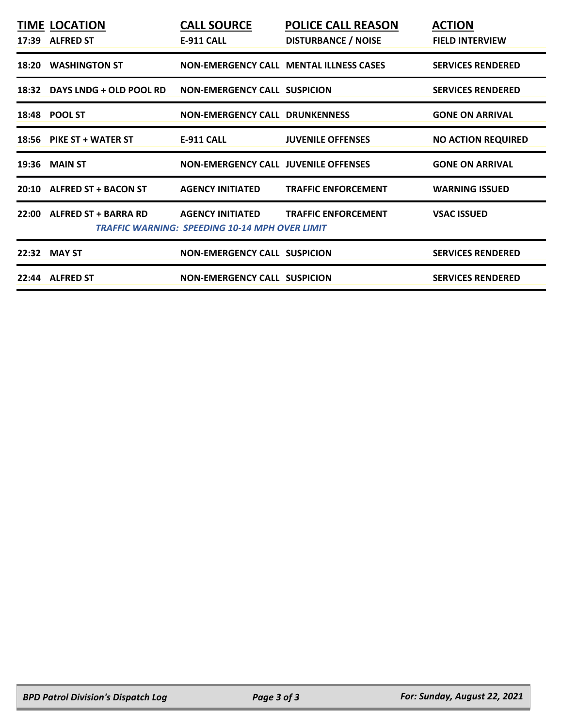| TIME | LOCATION | CALL SOURCE | POLICE CALL REASON | ACTION |
|---|---|---|---|---|
| 17:39 | ALFRED ST | E-911 CALL | DISTURBANCE / NOISE | FIELD INTERVIEW |
| 18:20 | WASHINGTON ST | NON-EMERGENCY CALL | MENTAL ILLNESS CASES | SERVICES RENDERED |
| 18:32 | DAYS LNDG + OLD POOL RD | NON-EMERGENCY CALL | SUSPICION | SERVICES RENDERED |
| 18:48 | POOL ST | NON-EMERGENCY CALL | DRUNKENNESS | GONE ON ARRIVAL |
| 18:56 | PIKE ST + WATER ST | E-911 CALL | JUVENILE OFFENSES | NO ACTION REQUIRED |
| 19:36 | MAIN ST | NON-EMERGENCY CALL | JUVENILE OFFENSES | GONE ON ARRIVAL |
| 20:10 | ALFRED ST + BACON ST | AGENCY INITIATED | TRAFFIC ENFORCEMENT | WARNING ISSUED |
| 22:00 | ALFRED ST + BARRA RD | AGENCY INITIATED | TRAFFIC ENFORCEMENT | VSAC ISSUED |
| | | *TRAFFIC WARNING: SPEEDING 10-14 MPH OVER LIMIT* | | |
| 22:32 | MAY ST | NON-EMERGENCY CALL | SUSPICION | SERVICES RENDERED |
| 22:44 | ALFRED ST | NON-EMERGENCY CALL | SUSPICION | SERVICES RENDERED |